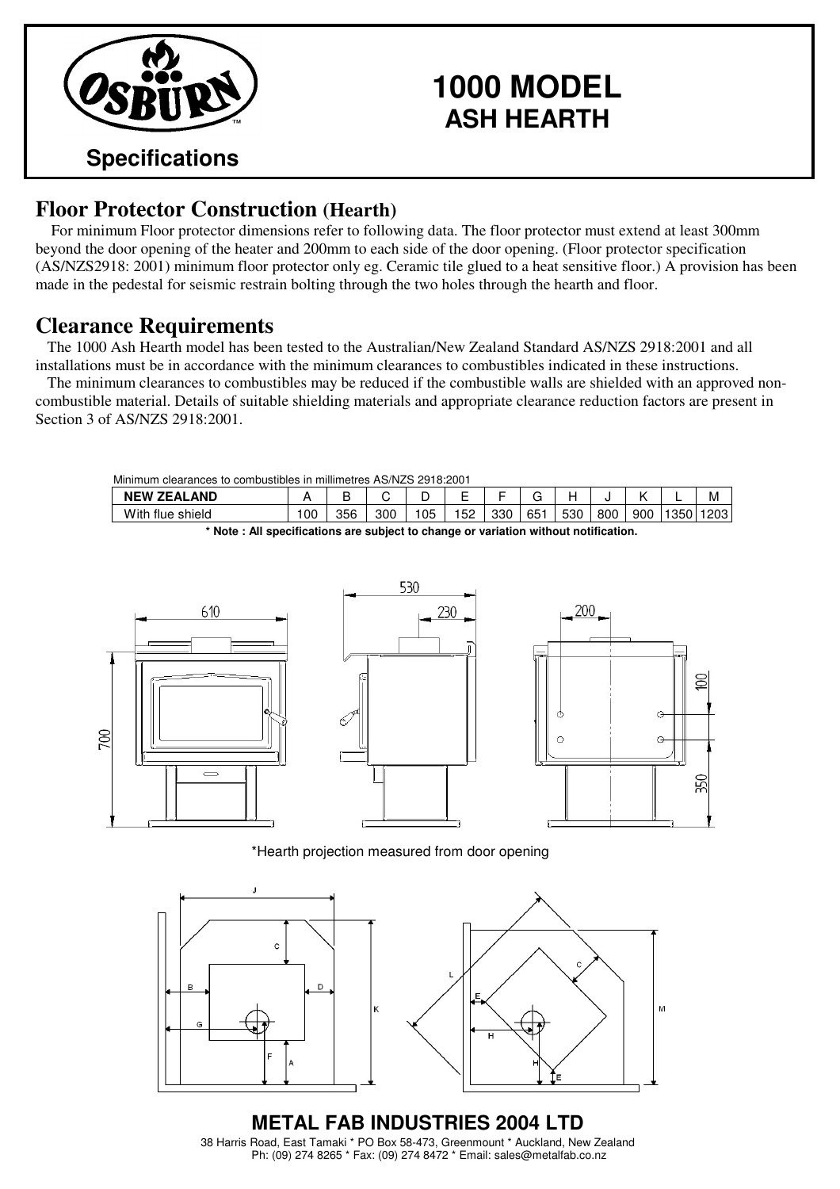# 1000 MODEL
## ASH HEARTH

**Specifications**

## Floor Protector Construction (Hearth)

For minimum Floor protector dimensions refer to following data. The floor protector must extend at least 300mm beyond the door opening of the heater and 200mm to each side of the door opening. (Floor protector specification (AS/NZS2918: 2001) minimum floor protector only eg. Ceramic tile glued to a heat sensitive floor.) A provision has been made in the pedestal for seismic restrain bolting through the two holes through the hearth and floor.

## Clearance Requirements

The 1000 Ash Hearth model has been tested to the Australian/New Zealand Standard AS/NZS 2918:2001 and all installations must be in accordance with the minimum clearances to combustibles indicated in these instructions.

The minimum clearances to combustibles may be reduced if the combustible walls are shielded with an approved non-combustible material. Details of suitable shielding materials and appropriate clearance reduction factors are present in Section 3 of AS/NZS 2918:2001.

Minimum clearances to combustibles in millimetres AS/NZS 2918:2001

| NEW ZEALAND | A | B | C | D | E | F | G | H | J | K | L | M |
|---|---|---|---|---|---|---|---|---|---|---|---|---|
| With flue shield | 100 | 356 | 300 | 105 | 152 | 330 | 651 | 530 | 800 | 900 | 1350 | 1203 |

**\* Note : All specifications are subject to change or variation without notification.**

\*Hearth projection measured from door opening

**METAL FAB INDUSTRIES 2004 LTD**

38 Harris Road, East Tamaki * PO Box 58-473, Greenmount * Auckland, New Zealand
Ph: (09) 274 8265 * Fax: (09) 274 8472 * Email: sales@metalfab.co.nz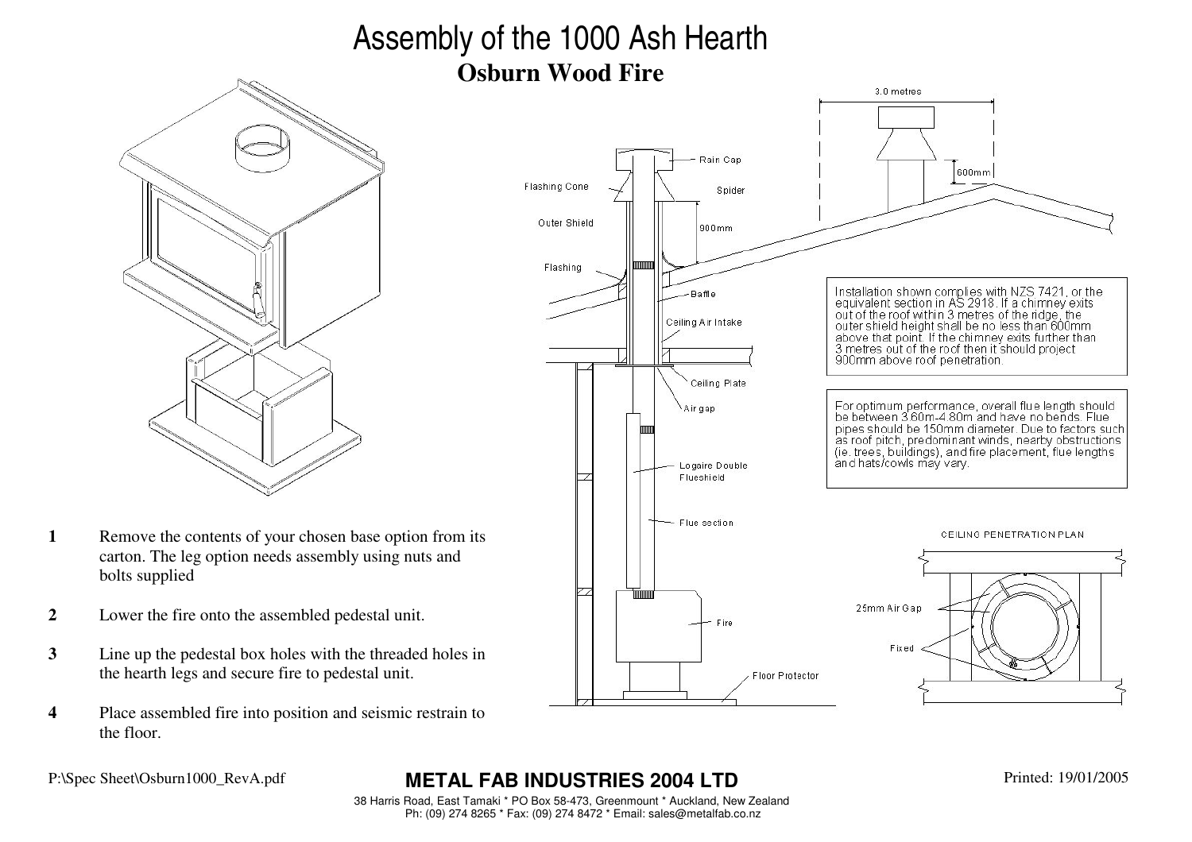# Assembly of the 1000 Ash Hearth

## Osburn Wood Fire

3.0 metres

600mm

Rain Cap

Flashing Cone

Spider

Outer Shield

900mm

Flashing

Baffle

Ceiling Air Intake

Ceiling Plate

Air gap

Logaire Double Flueshield

Flue section

Fire

Floor Protector

Installation shown complies with NZS 7421, or the equivalent section in AS 2918. If a chimney exits out of the roof within 3 metres of the ridge, the outer shield height shall be no less than 600mm above that point. If the chimney exits further than 3 metres out of the roof then it should project 900mm above roof penetration.

For optimum performance, overall flue length should be between 3.60m-4.80m and have no bends. Flue pipes should be 150mm diameter. Due to factors such as roof pitch, predominant winds, nearby obstructions (ie. trees, buildings), and fire placement, flue lengths and hats/cowls may vary.

CEILING PENETRATION PLAN

25mm Air Gap

Fixed

**1** Remove the contents of your chosen base option from its carton. The leg option needs assembly using nuts and bolts supplied

**2** Lower the fire onto the assembled pedestal unit.

**3** Line up the pedestal box holes with the threaded holes in the hearth legs and secure fire to pedestal unit.

**4** Place assembled fire into position and seismic restrain to the floor.

P:\Spec Sheet\Osburn1000_RevA.pdf

**METAL FAB INDUSTRIES 2004 LTD**

38 Harris Road, East Tamaki * PO Box 58-473, Greenmount * Auckland, New Zealand
Ph: (09) 274 8265 * Fax: (09) 274 8472 * Email: sales@metalfab.co.nz

Printed: 19/01/2005